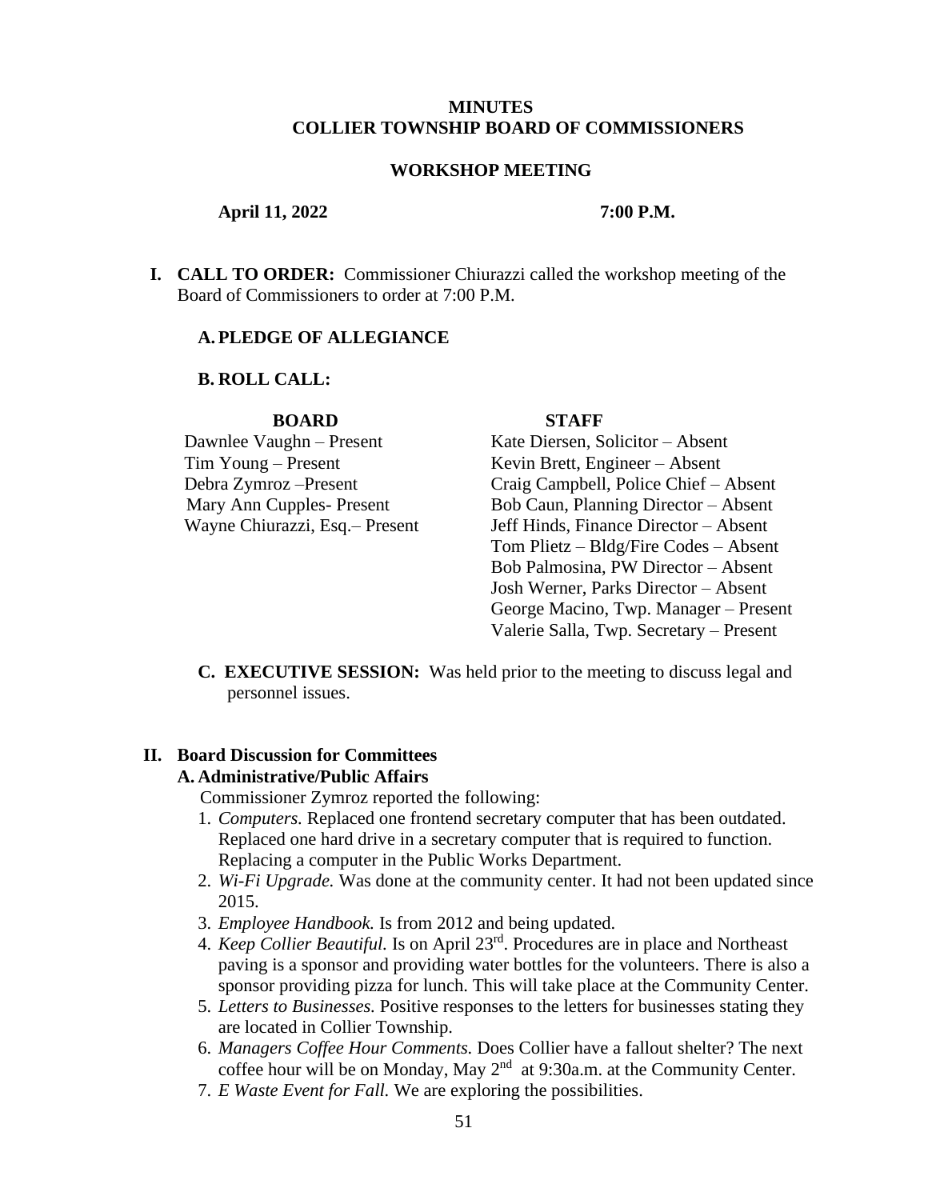# MINUTES
# COLLIER TOWNSHIP BOARD OF COMMISSIONERS

## WORKSHOP MEETING

**April 11, 2022** **7:00 P.M.**

**I. CALL TO ORDER:** Commissioner Chiurazzi called the workshop meeting of the Board of Commissioners to order at 7:00 P.M.

**A. PLEDGE OF ALLEGIANCE**

**B. ROLL CALL:**

| BOARD | STAFF |
|---|---|
| Dawnlee Vaughn – Present | Kate Diersen, Solicitor – Absent |
| Tim Young – Present | Kevin Brett, Engineer – Absent |
| Debra Zymroz –Present | Craig Campbell, Police Chief – Absent |
| Mary Ann Cupples- Present | Bob Caun, Planning Director – Absent |
| Wayne Chiurazzi, Esq.– Present | Jeff Hinds, Finance Director – Absent |
| | Tom Plietz – Bldg/Fire Codes – Absent |
| | Bob Palmosina, PW Director – Absent |
| | Josh Werner, Parks Director – Absent |
| | George Macino, Twp. Manager – Present |
| | Valerie Salla, Twp. Secretary – Present |

**C. EXECUTIVE SESSION:** Was held prior to the meeting to discuss legal and personnel issues.

**II. Board Discussion for Committees**

**A. Administrative/Public Affairs**

Commissioner Zymroz reported the following:

1. *Computers.* Replaced one frontend secretary computer that has been outdated. Replaced one hard drive in a secretary computer that is required to function. Replacing a computer in the Public Works Department.
2. *Wi-Fi Upgrade.* Was done at the community center. It had not been updated since 2015.
3. *Employee Handbook.* Is from 2012 and being updated.
4. *Keep Collier Beautiful.* Is on April 23rd. Procedures are in place and Northeast paving is a sponsor and providing water bottles for the volunteers. There is also a sponsor providing pizza for lunch. This will take place at the Community Center.
5. *Letters to Businesses.* Positive responses to the letters for businesses stating they are located in Collier Township.
6. *Managers Coffee Hour Comments.* Does Collier have a fallout shelter? The next coffee hour will be on Monday, May 2nd at 9:30a.m. at the Community Center.
7. *E Waste Event for Fall.* We are exploring the possibilities.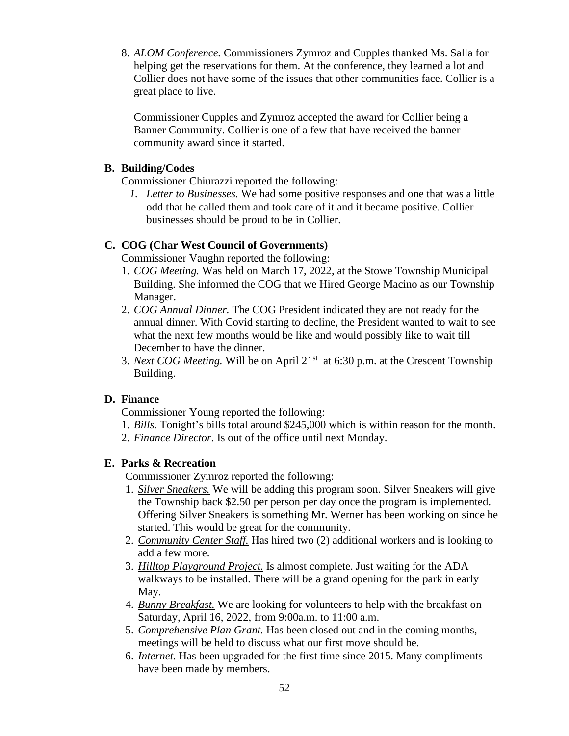8. *ALOM Conference.* Commissioners Zymroz and Cupples thanked Ms. Salla for helping get the reservations for them. At the conference, they learned a lot and Collier does not have some of the issues that other communities face. Collier is a great place to live.

   Commissioner Cupples and Zymroz accepted the award for Collier being a Banner Community. Collier is one of a few that have received the banner community award since it started.

**B. Building/Codes**

Commissioner Chiurazzi reported the following:

1. *Letter to Businesses.* We had some positive responses and one that was a little odd that he called them and took care of it and it became positive. Collier businesses should be proud to be in Collier.

**C. COG (Char West Council of Governments)**

Commissioner Vaughn reported the following:

1. *COG Meeting.* Was held on March 17, 2022, at the Stowe Township Municipal Building. She informed the COG that we Hired George Macino as our Township Manager.
2. *COG Annual Dinner.* The COG President indicated they are not ready for the annual dinner. With Covid starting to decline, the President wanted to wait to see what the next few months would be like and would possibly like to wait till December to have the dinner.
3. *Next COG Meeting.* Will be on April 21st at 6:30 p.m. at the Crescent Township Building.

**D. Finance**

Commissioner Young reported the following:

1. *Bills.* Tonight's bills total around $245,000 which is within reason for the month.
2. *Finance Director.* Is out of the office until next Monday.

**E. Parks & Recreation**

Commissioner Zymroz reported the following:

1. ***Silver Sneakers.*** We will be adding this program soon. Silver Sneakers will give the Township back $2.50 per person per day once the program is implemented. Offering Silver Sneakers is something Mr. Werner has been working on since he started. This would be great for the community.
2. ***Community Center Staff.*** Has hired two (2) additional workers and is looking to add a few more.
3. ***Hilltop Playground Project.*** Is almost complete. Just waiting for the ADA walkways to be installed. There will be a grand opening for the park in early May.
4. ***Bunny Breakfast.*** We are looking for volunteers to help with the breakfast on Saturday, April 16, 2022, from 9:00a.m. to 11:00 a.m.
5. ***Comprehensive Plan Grant.*** Has been closed out and in the coming months, meetings will be held to discuss what our first move should be.
6. ***Internet.*** Has been upgraded for the first time since 2015. Many compliments have been made by members.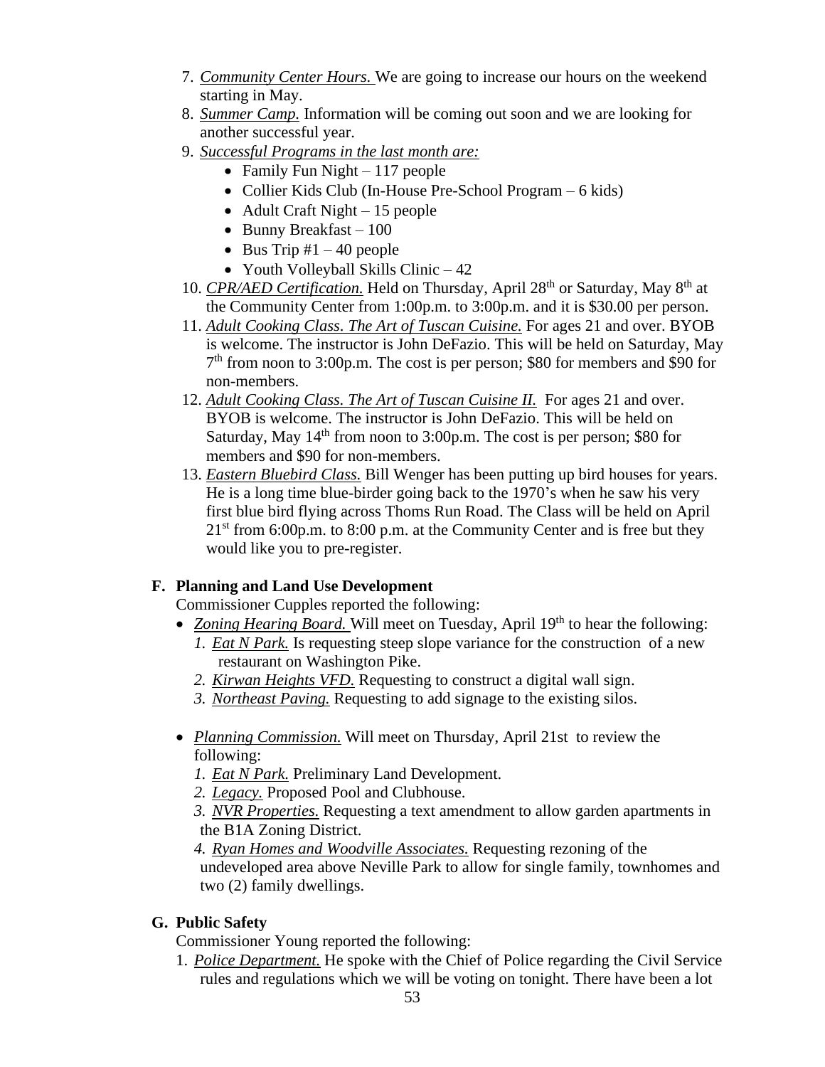7. *Community Center Hours.* We are going to increase our hours on the weekend starting in May.
8. *Summer Camp.* Information will be coming out soon and we are looking for another successful year.
9. *Successful Programs in the last month are:*
   - Family Fun Night – 117 people
   - Collier Kids Club (In-House Pre-School Program – 6 kids)
   - Adult Craft Night – 15 people
   - Bunny Breakfast – 100
   - Bus Trip #1 – 40 people
   - Youth Volleyball Skills Clinic – 42
10. *CPR/AED Certification.* Held on Thursday, April 28th or Saturday, May 8th at the Community Center from 1:00p.m. to 3:00p.m. and it is $30.00 per person.
11. *Adult Cooking Class. The Art of Tuscan Cuisine.* For ages 21 and over. BYOB is welcome. The instructor is John DeFazio. This will be held on Saturday, May 7th from noon to 3:00p.m. The cost is per person; $80 for members and $90 for non-members.
12. *Adult Cooking Class. The Art of Tuscan Cuisine II.* For ages 21 and over. BYOB is welcome. The instructor is John DeFazio. This will be held on Saturday, May 14th from noon to 3:00p.m. The cost is per person; $80 for members and $90 for non-members.
13. *Eastern Bluebird Class.* Bill Wenger has been putting up bird houses for years. He is a long time blue-birder going back to the 1970's when he saw his very first blue bird flying across Thoms Run Road. The Class will be held on April 21st from 6:00p.m. to 8:00 p.m. at the Community Center and is free but they would like you to pre-register.

### F. Planning and Land Use Development

Commissioner Cupples reported the following:

- *Zoning Hearing Board.* Will meet on Tuesday, April 19th to hear the following:
  1. *Eat N Park.* Is requesting steep slope variance for the construction of a new restaurant on Washington Pike.
  2. *Kirwan Heights VFD.* Requesting to construct a digital wall sign.
  3. *Northeast Paving.* Requesting to add signage to the existing silos.

- *Planning Commission.* Will meet on Thursday, April 21st to review the following:
  1. *Eat N Park.* Preliminary Land Development.
  2. *Legacy.* Proposed Pool and Clubhouse.
  3. *NVR Properties.* Requesting a text amendment to allow garden apartments in the B1A Zoning District.
  4. *Ryan Homes and Woodville Associates.* Requesting rezoning of the undeveloped area above Neville Park to allow for single family, townhomes and two (2) family dwellings.

### G. Public Safety

Commissioner Young reported the following:

1. *Police Department.* He spoke with the Chief of Police regarding the Civil Service rules and regulations which we will be voting on tonight. There have been a lot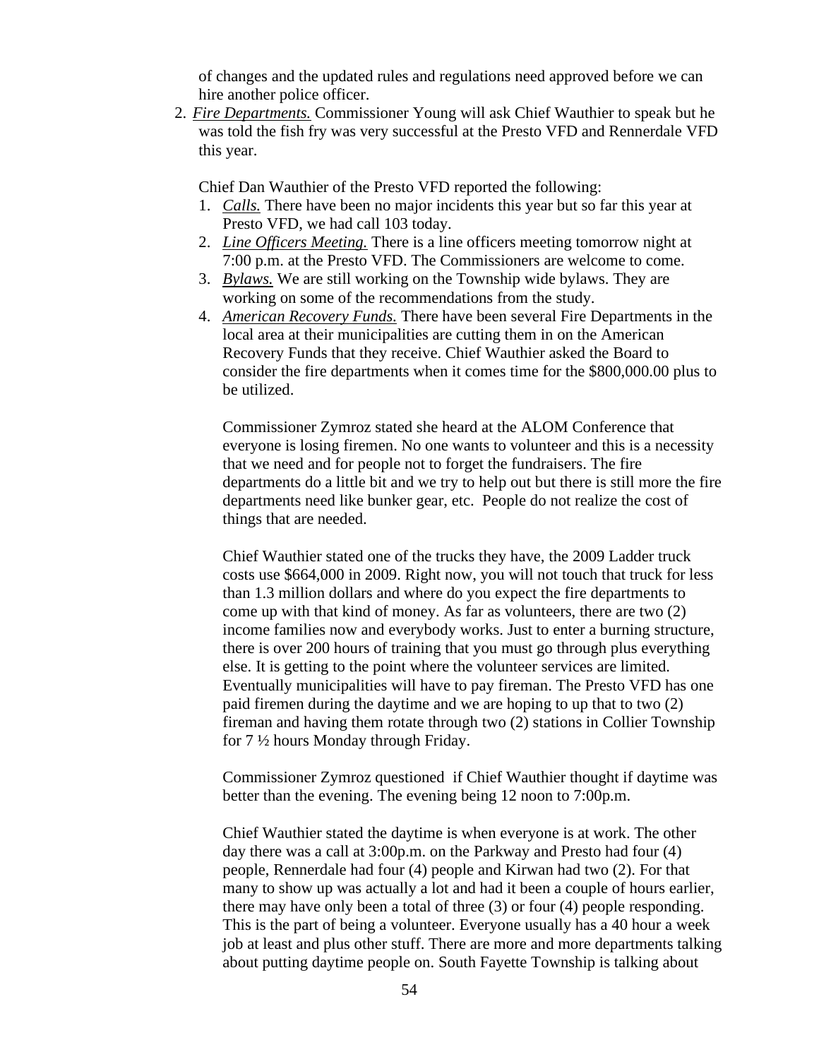of changes and the updated rules and regulations need approved before we can hire another police officer.

2. *Fire Departments.* Commissioner Young will ask Chief Wauthier to speak but he was told the fish fry was very successful at the Presto VFD and Rennerdale VFD this year.

   Chief Dan Wauthier of the Presto VFD reported the following:

   1. *Calls.* There have been no major incidents this year but so far this year at Presto VFD, we had call 103 today.
   2. *Line Officers Meeting.* There is a line officers meeting tomorrow night at 7:00 p.m. at the Presto VFD. The Commissioners are welcome to come.
   3. *Bylaws.* We are still working on the Township wide bylaws. They are working on some of the recommendations from the study.
   4. *American Recovery Funds.* There have been several Fire Departments in the local area at their municipalities are cutting them in on the American Recovery Funds that they receive. Chief Wauthier asked the Board to consider the fire departments when it comes time for the $800,000.00 plus to be utilized.

      Commissioner Zymroz stated she heard at the ALOM Conference that everyone is losing firemen. No one wants to volunteer and this is a necessity that we need and for people not to forget the fundraisers. The fire departments do a little bit and we try to help out but there is still more the fire departments need like bunker gear, etc. People do not realize the cost of things that are needed.

      Chief Wauthier stated one of the trucks they have, the 2009 Ladder truck costs use $664,000 in 2009. Right now, you will not touch that truck for less than 1.3 million dollars and where do you expect the fire departments to come up with that kind of money. As far as volunteers, there are two (2) income families now and everybody works. Just to enter a burning structure, there is over 200 hours of training that you must go through plus everything else. It is getting to the point where the volunteer services are limited. Eventually municipalities will have to pay fireman. The Presto VFD has one paid firemen during the daytime and we are hoping to up that to two (2) fireman and having them rotate through two (2) stations in Collier Township for 7 ½ hours Monday through Friday.

      Commissioner Zymroz questioned if Chief Wauthier thought if daytime was better than the evening. The evening being 12 noon to 7:00p.m.

      Chief Wauthier stated the daytime is when everyone is at work. The other day there was a call at 3:00p.m. on the Parkway and Presto had four (4) people, Rennerdale had four (4) people and Kirwan had two (2). For that many to show up was actually a lot and had it been a couple of hours earlier, there may have only been a total of three (3) or four (4) people responding. This is the part of being a volunteer. Everyone usually has a 40 hour a week job at least and plus other stuff. There are more and more departments talking about putting daytime people on. South Fayette Township is talking about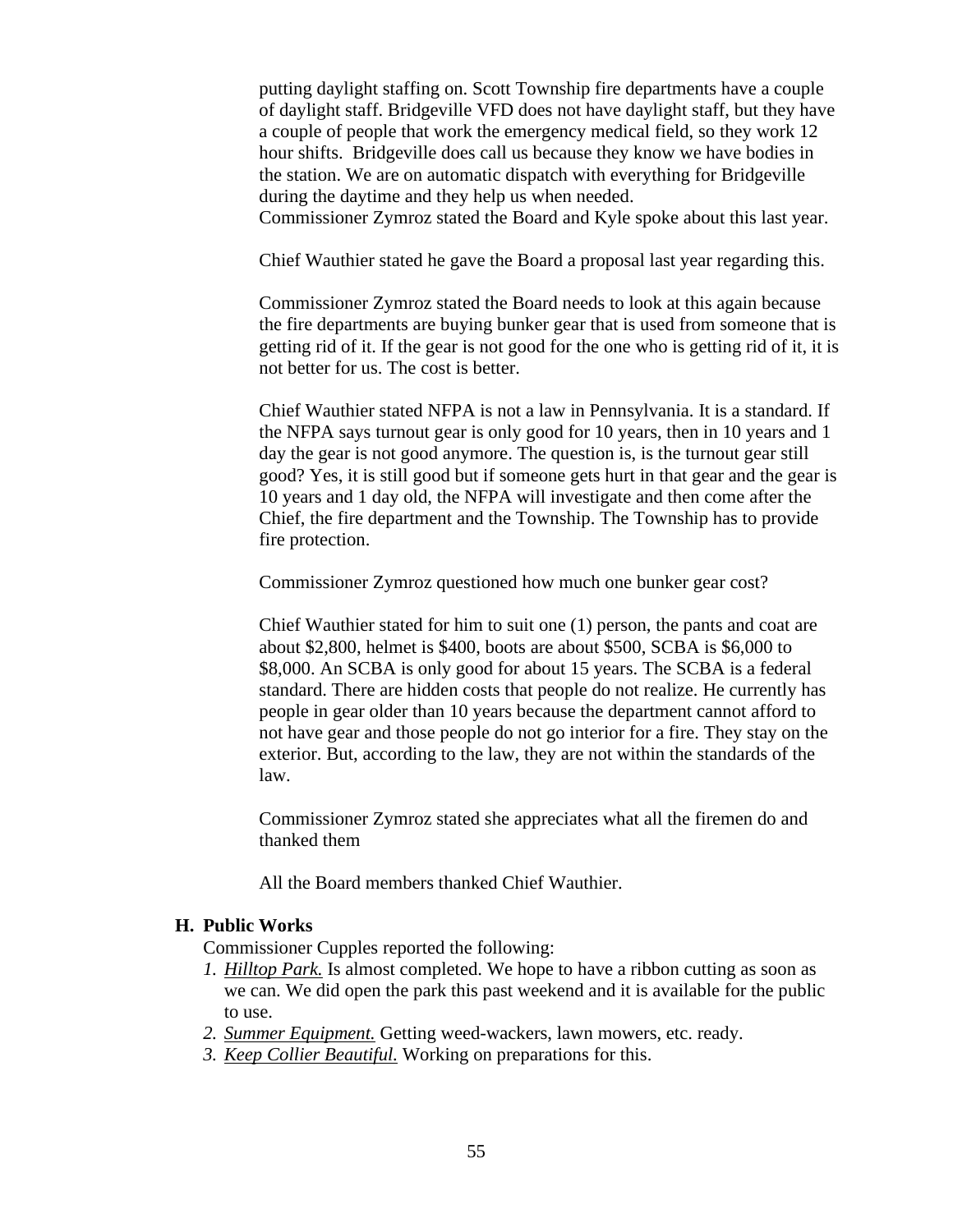putting daylight staffing on. Scott Township fire departments have a couple of daylight staff. Bridgeville VFD does not have daylight staff, but they have a couple of people that work the emergency medical field, so they work 12 hour shifts. Bridgeville does call us because they know we have bodies in the station. We are on automatic dispatch with everything for Bridgeville during the daytime and they help us when needed.
Commissioner Zymroz stated the Board and Kyle spoke about this last year.

Chief Wauthier stated he gave the Board a proposal last year regarding this.

Commissioner Zymroz stated the Board needs to look at this again because the fire departments are buying bunker gear that is used from someone that is getting rid of it. If the gear is not good for the one who is getting rid of it, it is not better for us. The cost is better.

Chief Wauthier stated NFPA is not a law in Pennsylvania. It is a standard. If the NFPA says turnout gear is only good for 10 years, then in 10 years and 1 day the gear is not good anymore. The question is, is the turnout gear still good? Yes, it is still good but if someone gets hurt in that gear and the gear is 10 years and 1 day old, the NFPA will investigate and then come after the Chief, the fire department and the Township. The Township has to provide fire protection.

Commissioner Zymroz questioned how much one bunker gear cost?

Chief Wauthier stated for him to suit one (1) person, the pants and coat are about $2,800, helmet is $400, boots are about $500, SCBA is $6,000 to $8,000. An SCBA is only good for about 15 years. The SCBA is a federal standard. There are hidden costs that people do not realize. He currently has people in gear older than 10 years because the department cannot afford to not have gear and those people do not go interior for a fire. They stay on the exterior. But, according to the law, they are not within the standards of the law.

Commissioner Zymroz stated she appreciates what all the firemen do and thanked them

All the Board members thanked Chief Wauthier.

**H. Public Works**

Commissioner Cupples reported the following:

1. *Hilltop Park.* Is almost completed. We hope to have a ribbon cutting as soon as we can. We did open the park this past weekend and it is available for the public to use.
2. *Summer Equipment.* Getting weed-wackers, lawn mowers, etc. ready.
3. *Keep Collier Beautiful.* Working on preparations for this.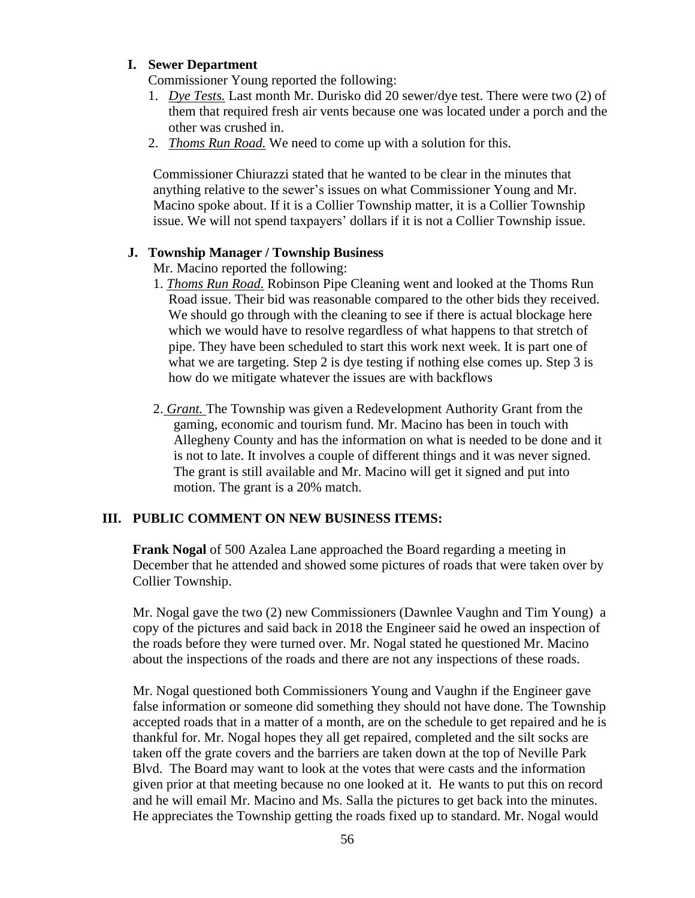**I. Sewer Department**

Commissioner Young reported the following:

1. *Dye Tests.* Last month Mr. Durisko did 20 sewer/dye test. There were two (2) of them that required fresh air vents because one was located under a porch and the other was crushed in.
2. *Thoms Run Road.* We need to come up with a solution for this.

Commissioner Chiurazzi stated that he wanted to be clear in the minutes that anything relative to the sewer's issues on what Commissioner Young and Mr. Macino spoke about. If it is a Collier Township matter, it is a Collier Township issue. We will not spend taxpayers' dollars if it is not a Collier Township issue.

**J. Township Manager / Township Business**

Mr. Macino reported the following:

1. *Thoms Run Road.* Robinson Pipe Cleaning went and looked at the Thoms Run Road issue. Their bid was reasonable compared to the other bids they received. We should go through with the cleaning to see if there is actual blockage here which we would have to resolve regardless of what happens to that stretch of pipe. They have been scheduled to start this work next week. It is part one of what we are targeting. Step 2 is dye testing if nothing else comes up. Step 3 is how do we mitigate whatever the issues are with backflows

2. *Grant.* The Township was given a Redevelopment Authority Grant from the gaming, economic and tourism fund. Mr. Macino has been in touch with Allegheny County and has the information on what is needed to be done and it is not to late. It involves a couple of different things and it was never signed. The grant is still available and Mr. Macino will get it signed and put into motion. The grant is a 20% match.

## III. PUBLIC COMMENT ON NEW BUSINESS ITEMS:

**Frank Nogal** of 500 Azalea Lane approached the Board regarding a meeting in December that he attended and showed some pictures of roads that were taken over by Collier Township.

Mr. Nogal gave the two (2) new Commissioners (Dawnlee Vaughn and Tim Young) a copy of the pictures and said back in 2018 the Engineer said he owed an inspection of the roads before they were turned over. Mr. Nogal stated he questioned Mr. Macino about the inspections of the roads and there are not any inspections of these roads.

Mr. Nogal questioned both Commissioners Young and Vaughn if the Engineer gave false information or someone did something they should not have done. The Township accepted roads that in a matter of a month, are on the schedule to get repaired and he is thankful for. Mr. Nogal hopes they all get repaired, completed and the silt socks are taken off the grate covers and the barriers are taken down at the top of Neville Park Blvd. The Board may want to look at the votes that were casts and the information given prior at that meeting because no one looked at it. He wants to put this on record and he will email Mr. Macino and Ms. Salla the pictures to get back into the minutes. He appreciates the Township getting the roads fixed up to standard. Mr. Nogal would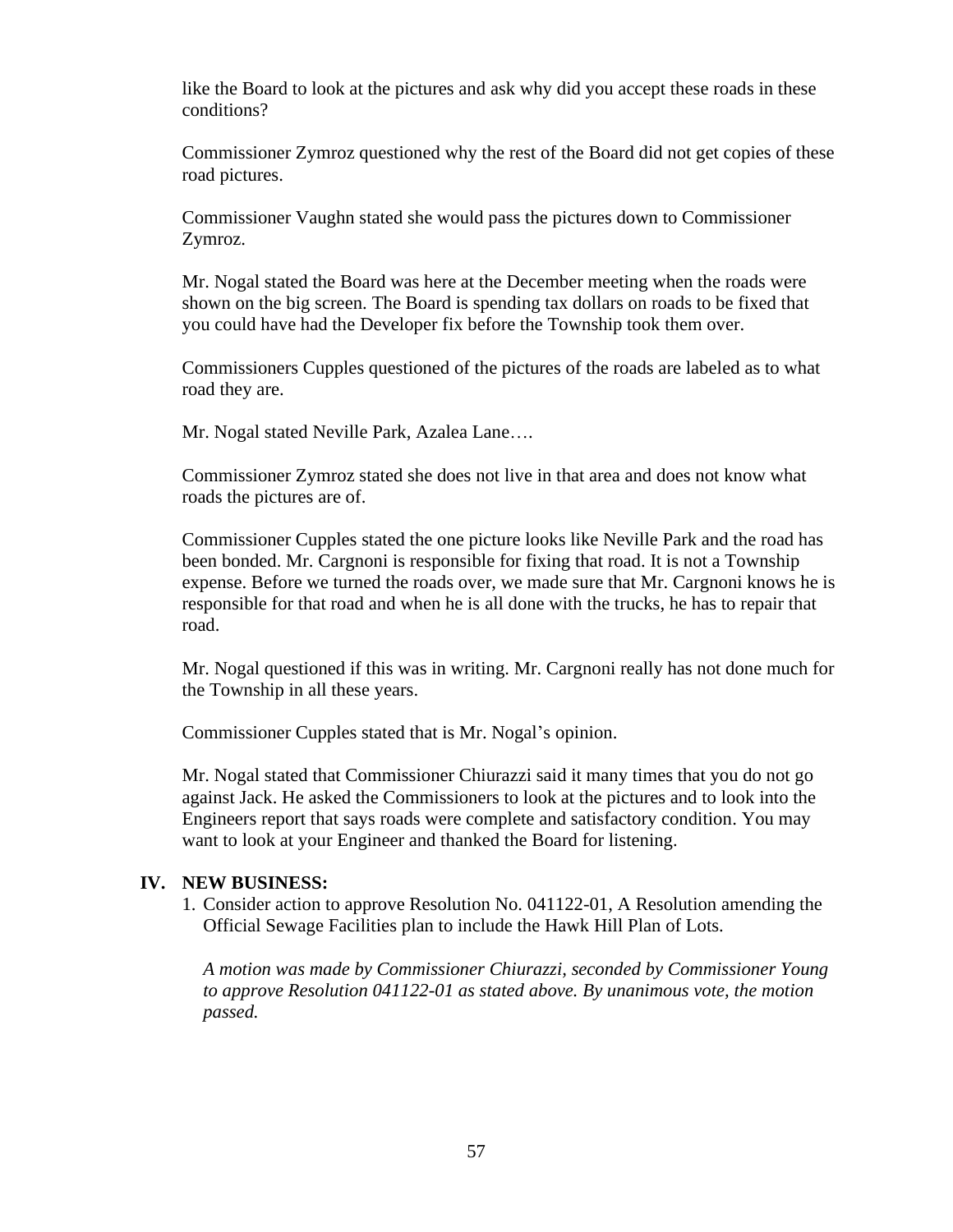like the Board to look at the pictures and ask why did you accept these roads in these conditions?

Commissioner Zymroz questioned why the rest of the Board did not get copies of these road pictures.

Commissioner Vaughn stated she would pass the pictures down to Commissioner Zymroz.

Mr. Nogal stated the Board was here at the December meeting when the roads were shown on the big screen. The Board is spending tax dollars on roads to be fixed that you could have had the Developer fix before the Township took them over.

Commissioners Cupples questioned of the pictures of the roads are labeled as to what road they are.

Mr. Nogal stated Neville Park, Azalea Lane….

Commissioner Zymroz stated she does not live in that area and does not know what roads the pictures are of.

Commissioner Cupples stated the one picture looks like Neville Park and the road has been bonded. Mr. Cargnoni is responsible for fixing that road. It is not a Township expense. Before we turned the roads over, we made sure that Mr. Cargnoni knows he is responsible for that road and when he is all done with the trucks, he has to repair that road.

Mr. Nogal questioned if this was in writing. Mr. Cargnoni really has not done much for the Township in all these years.

Commissioner Cupples stated that is Mr. Nogal's opinion.

Mr. Nogal stated that Commissioner Chiurazzi said it many times that you do not go against Jack. He asked the Commissioners to look at the pictures and to look into the Engineers report that says roads were complete and satisfactory condition. You may want to look at your Engineer and thanked the Board for listening.

## IV. NEW BUSINESS:

1. Consider action to approve Resolution No. 041122-01, A Resolution amending the Official Sewage Facilities plan to include the Hawk Hill Plan of Lots.

   *A motion was made by Commissioner Chiurazzi, seconded by Commissioner Young to approve Resolution 041122-01 as stated above. By unanimous vote, the motion passed.*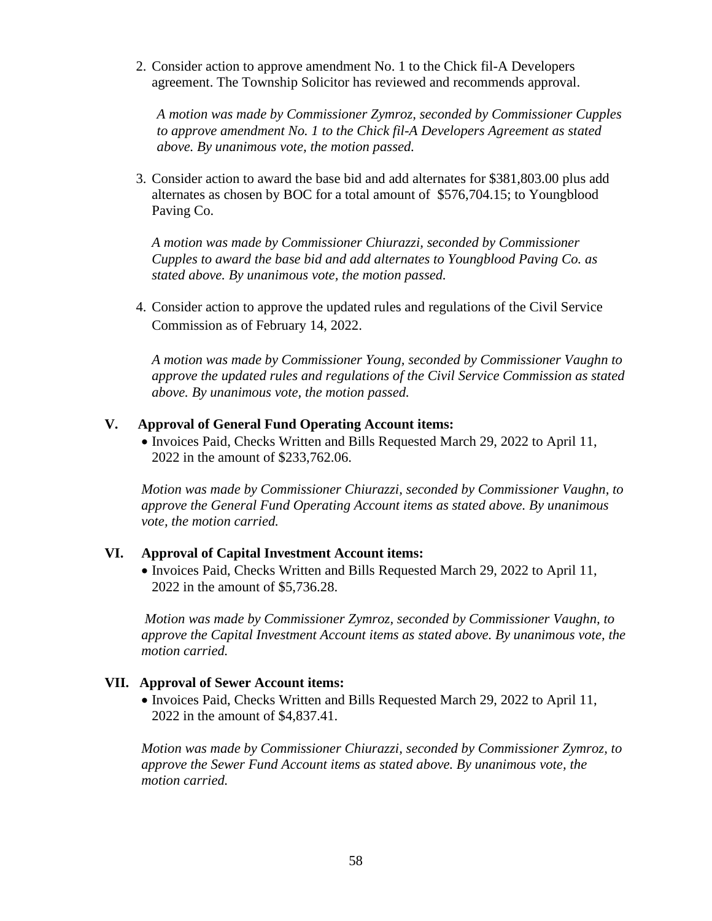2. Consider action to approve amendment No. 1 to the Chick fil-A Developers agreement. The Township Solicitor has reviewed and recommends approval.

   *A motion was made by Commissioner Zymroz, seconded by Commissioner Cupples to approve amendment No. 1 to the Chick fil-A Developers Agreement as stated above. By unanimous vote, the motion passed.*

3. Consider action to award the base bid and add alternates for $381,803.00 plus add alternates as chosen by BOC for a total amount of $576,704.15; to Youngblood Paving Co.

   *A motion was made by Commissioner Chiurazzi, seconded by Commissioner Cupples to award the base bid and add alternates to Youngblood Paving Co. as stated above. By unanimous vote, the motion passed.*

4. Consider action to approve the updated rules and regulations of the Civil Service Commission as of February 14, 2022.

   *A motion was made by Commissioner Young, seconded by Commissioner Vaughn to approve the updated rules and regulations of the Civil Service Commission as stated above. By unanimous vote, the motion passed.*

## V. Approval of General Fund Operating Account items:

- Invoices Paid, Checks Written and Bills Requested March 29, 2022 to April 11, 2022 in the amount of $233,762.06.

*Motion was made by Commissioner Chiurazzi, seconded by Commissioner Vaughn, to approve the General Fund Operating Account items as stated above. By unanimous vote, the motion carried.*

## VI. Approval of Capital Investment Account items:

- Invoices Paid, Checks Written and Bills Requested March 29, 2022 to April 11, 2022 in the amount of $5,736.28.

*Motion was made by Commissioner Zymroz, seconded by Commissioner Vaughn, to approve the Capital Investment Account items as stated above. By unanimous vote, the motion carried.*

## VII. Approval of Sewer Account items:

- Invoices Paid, Checks Written and Bills Requested March 29, 2022 to April 11, 2022 in the amount of $4,837.41.

*Motion was made by Commissioner Chiurazzi, seconded by Commissioner Zymroz, to approve the Sewer Fund Account items as stated above. By unanimous vote, the motion carried.*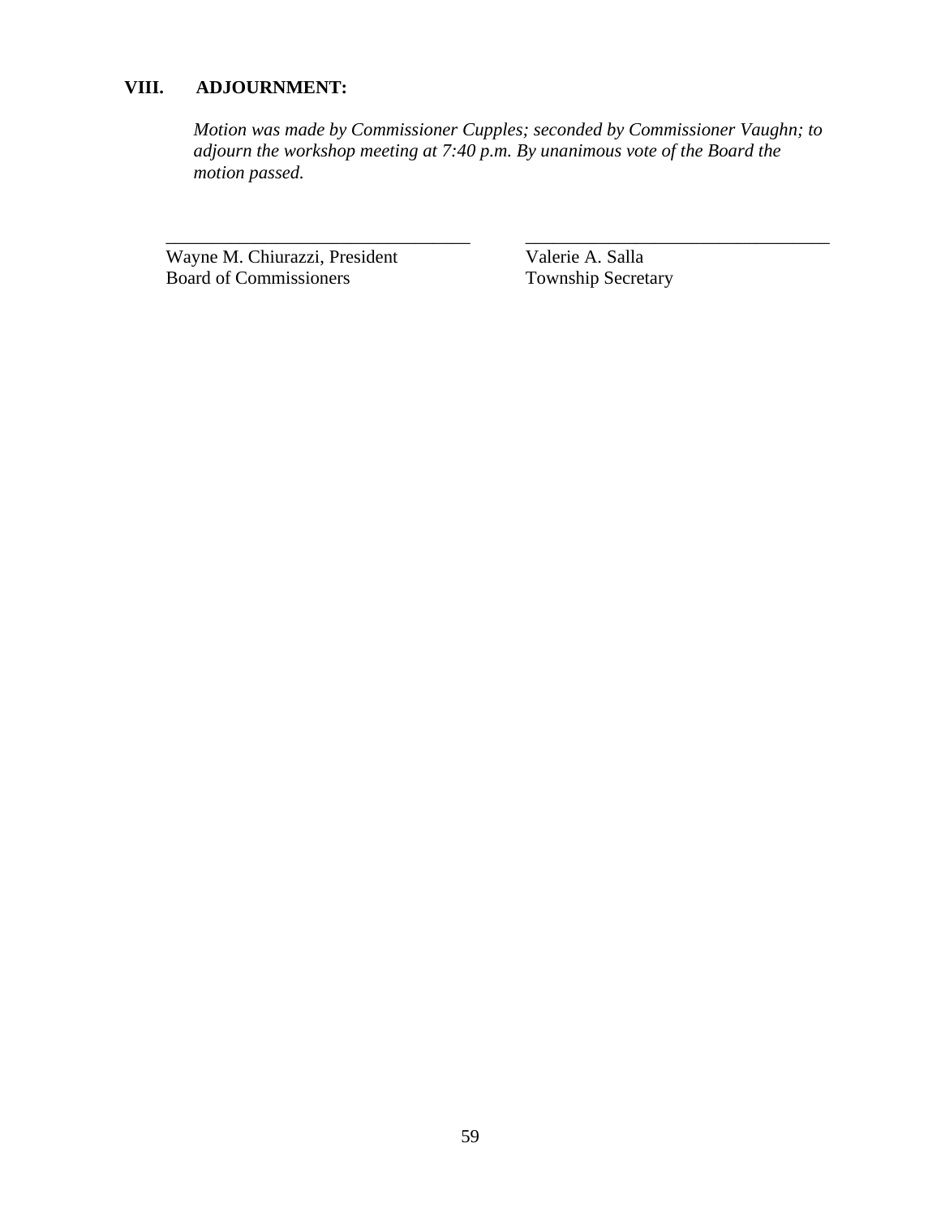## VIII. ADJOURNMENT:

*Motion was made by Commissioner Cupples; seconded by Commissioner Vaughn; to adjourn the workshop meeting at 7:40 p.m. By unanimous vote of the Board the motion passed.*

| | |
|---|---|
| \_\_\_\_\_\_\_\_\_\_\_\_\_\_\_\_\_\_\_\_\_\_\_\_\_\_\_\_\_\_\_\_ | \_\_\_\_\_\_\_\_\_\_\_\_\_\_\_\_\_\_\_\_\_\_\_\_\_\_\_\_\_\_\_\_ |
| Wayne M. Chiurazzi, President | Valerie A. Salla |
| Board of Commissioners | Township Secretary |